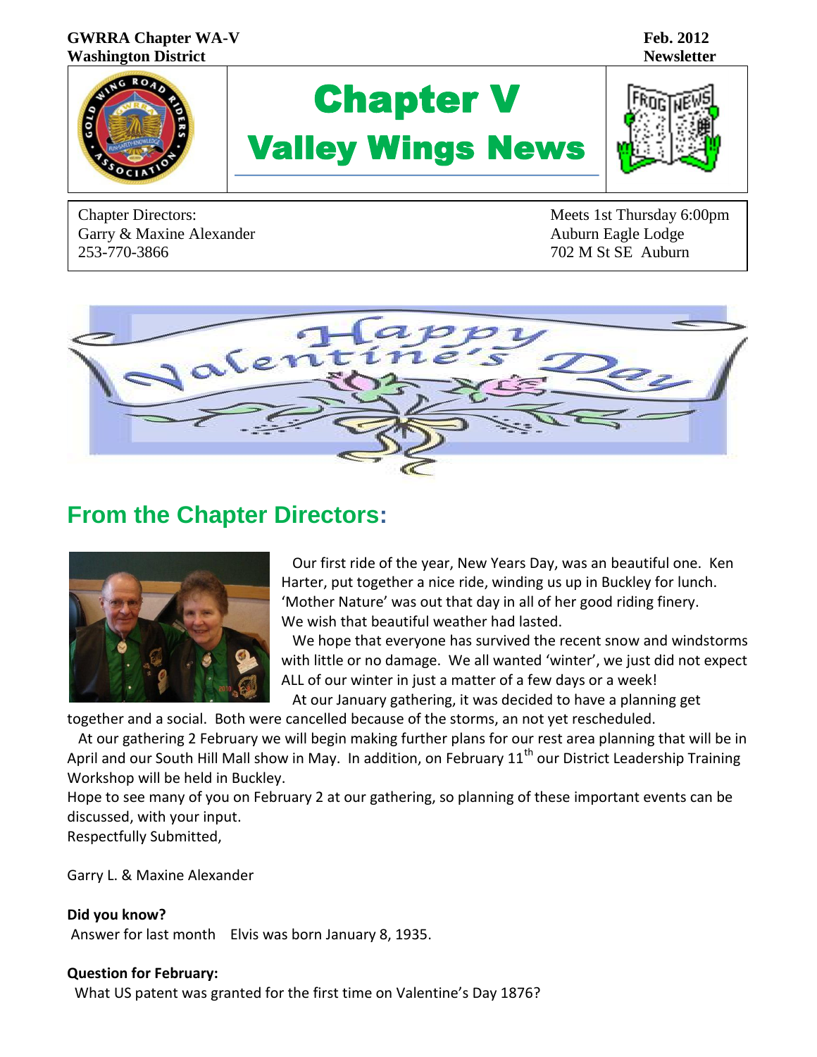**GWRRA Chapter WA-V**
**Washington District**

**Feb. 2012**
**Newsletter**

# Chapter V
# Valley Wings News

Chapter Directors:
Garry & Maxine Alexander
253-770-3866

Meets 1st Thursday 6:00pm
Auburn Eagle Lodge
702 M St SE Auburn

## From the Chapter Directors:

Our first ride of the year, New Years Day, was an beautiful one. Ken Harter, put together a nice ride, winding us up in Buckley for lunch. 'Mother Nature' was out that day in all of her good riding finery. We wish that beautiful weather had lasted.

We hope that everyone has survived the recent snow and windstorms with little or no damage. We all wanted 'winter', we just did not expect ALL of our winter in just a matter of a few days or a week!

At our January gathering, it was decided to have a planning get together and a social. Both were cancelled because of the storms, an not yet rescheduled.

At our gathering 2 February we will begin making further plans for our rest area planning that will be in April and our South Hill Mall show in May. In addition, on February 11th our District Leadership Training Workshop will be held in Buckley.

Hope to see many of you on February 2 at our gathering, so planning of these important events can be discussed, with your input.

Respectfully Submitted,

Garry L. & Maxine Alexander

**Did you know?**

Answer for last month Elvis was born January 8, 1935.

**Question for February:**

What US patent was granted for the first time on Valentine's Day 1876?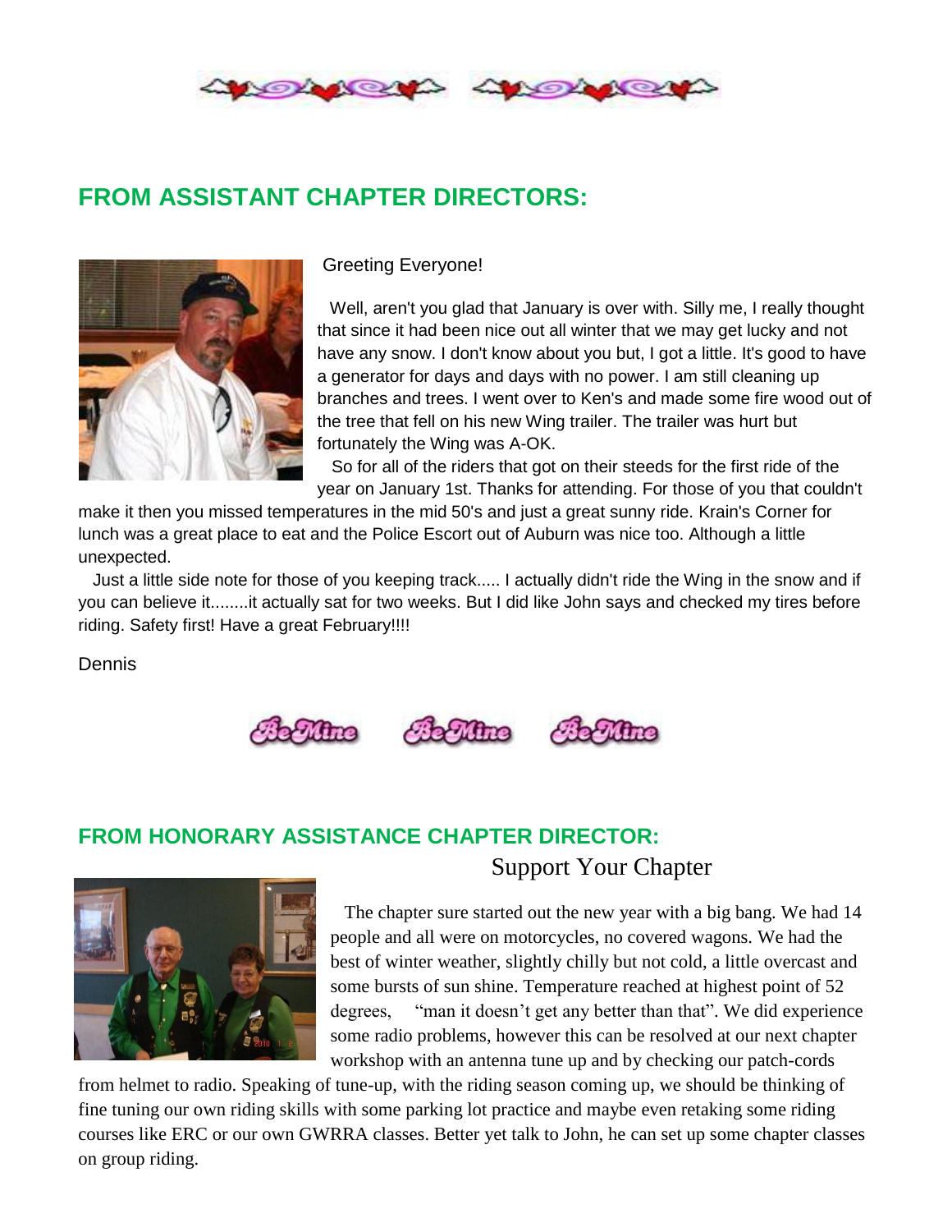## FROM ASSISTANT CHAPTER DIRECTORS:

Greeting Everyone!

Well, aren't you glad that January is over with. Silly me, I really thought that since it had been nice out all winter that we may get lucky and not have any snow. I don't know about you but, I got a little. It's good to have a generator for days and days with no power. I am still cleaning up branches and trees. I went over to Ken's and made some fire wood out of the tree that fell on his new Wing trailer. The trailer was hurt but fortunately the Wing was A-OK.

So for all of the riders that got on their steeds for the first ride of the year on January 1st. Thanks for attending. For those of you that couldn't make it then you missed temperatures in the mid 50's and just a great sunny ride. Krain's Corner for lunch was a great place to eat and the Police Escort out of Auburn was nice too. Although a little unexpected.

Just a little side note for those of you keeping track..... I actually didn't ride the Wing in the snow and if you can believe it........it actually sat for two weeks. But I did like John says and checked my tires before riding. Safety first! Have a great February!!!!

Dennis

## FROM HONORARY ASSISTANCE CHAPTER DIRECTOR:

### Support Your Chapter

The chapter sure started out the new year with a big bang. We had 14 people and all were on motorcycles, no covered wagons. We had the best of winter weather, slightly chilly but not cold, a little overcast and some bursts of sun shine. Temperature reached at highest point of 52 degrees, "man it doesn't get any better than that". We did experience some radio problems, however this can be resolved at our next chapter workshop with an antenna tune up and by checking our patch-cords from helmet to radio. Speaking of tune-up, with the riding season coming up, we should be thinking of fine tuning our own riding skills with some parking lot practice and maybe even retaking some riding courses like ERC or our own GWRRA classes. Better yet talk to John, he can set up some chapter classes on group riding.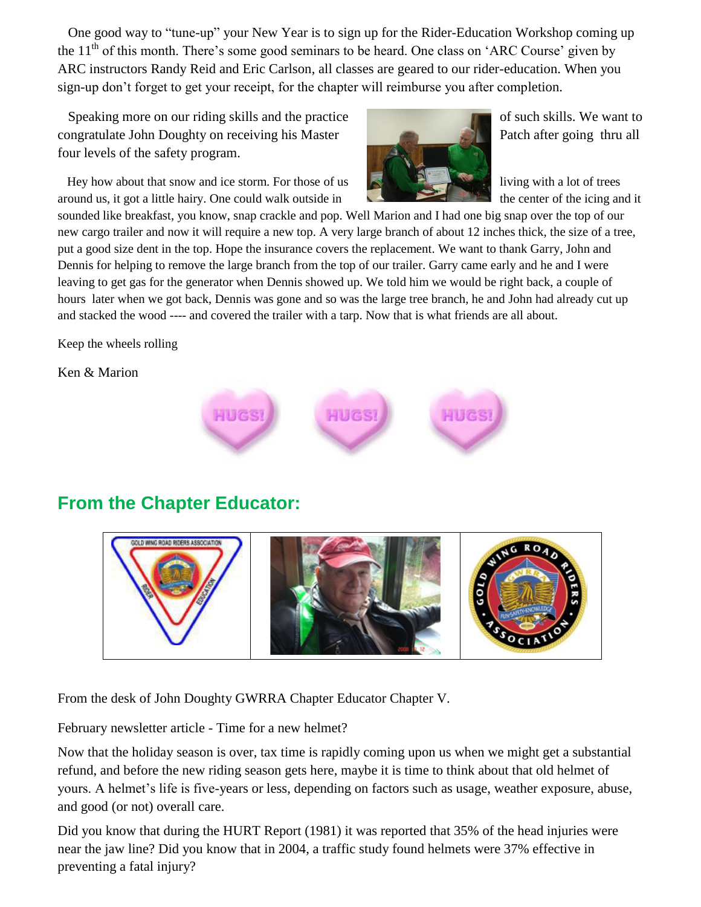One good way to "tune-up" your New Year is to sign up for the Rider-Education Workshop coming up the 11th of this month. There's some good seminars to be heard. One class on 'ARC Course' given by ARC instructors Randy Reid and Eric Carlson, all classes are geared to our rider-education. When you sign-up don't forget to get your receipt, for the chapter will reimburse you after completion.

Speaking more on our riding skills and the practice of such skills. We want to congratulate John Doughty on receiving his Master Patch after going thru all four levels of the safety program.

Hey how about that snow and ice storm. For those of us living with a lot of trees around us, it got a little hairy. One could walk outside in the center of the icing and it sounded like breakfast, you know, snap crackle and pop. Well Marion and I had one big snap over the top of our new cargo trailer and now it will require a new top. A very large branch of about 12 inches thick, the size of a tree, put a good size dent in the top. Hope the insurance covers the replacement. We want to thank Garry, John and Dennis for helping to remove the large branch from the top of our trailer. Garry came early and he and I were leaving to get gas for the generator when Dennis showed up. We told him we would be right back, a couple of hours later when we got back, Dennis was gone and so was the large tree branch, he and John had already cut up and stacked the wood ---- and covered the trailer with a tarp. Now that is what friends are all about.

Keep the wheels rolling

Ken & Marion

## From the Chapter Educator:

From the desk of John Doughty GWRRA Chapter Educator Chapter V.

February newsletter article - Time for a new helmet?

Now that the holiday season is over, tax time is rapidly coming upon us when we might get a substantial refund, and before the new riding season gets here, maybe it is time to think about that old helmet of yours. A helmet's life is five-years or less, depending on factors such as usage, weather exposure, abuse, and good (or not) overall care.

Did you know that during the HURT Report (1981) it was reported that 35% of the head injuries were near the jaw line? Did you know that in 2004, a traffic study found helmets were 37% effective in preventing a fatal injury?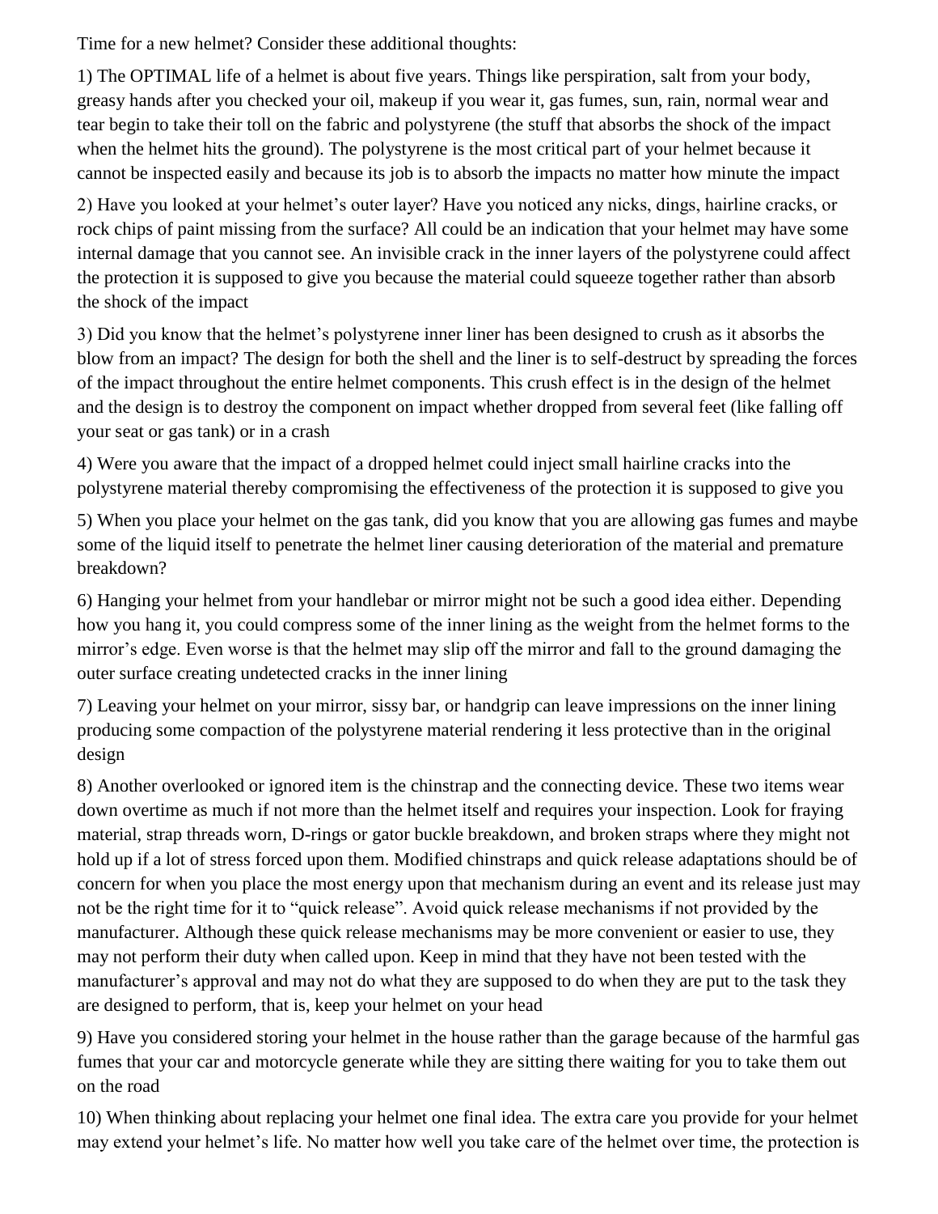Time for a new helmet? Consider these additional thoughts:

1) The OPTIMAL life of a helmet is about five years. Things like perspiration, salt from your body, greasy hands after you checked your oil, makeup if you wear it, gas fumes, sun, rain, normal wear and tear begin to take their toll on the fabric and polystyrene (the stuff that absorbs the shock of the impact when the helmet hits the ground). The polystyrene is the most critical part of your helmet because it cannot be inspected easily and because its job is to absorb the impacts no matter how minute the impact

2) Have you looked at your helmet's outer layer? Have you noticed any nicks, dings, hairline cracks, or rock chips of paint missing from the surface? All could be an indication that your helmet may have some internal damage that you cannot see. An invisible crack in the inner layers of the polystyrene could affect the protection it is supposed to give you because the material could squeeze together rather than absorb the shock of the impact

3) Did you know that the helmet's polystyrene inner liner has been designed to crush as it absorbs the blow from an impact? The design for both the shell and the liner is to self-destruct by spreading the forces of the impact throughout the entire helmet components. This crush effect is in the design of the helmet and the design is to destroy the component on impact whether dropped from several feet (like falling off your seat or gas tank) or in a crash

4) Were you aware that the impact of a dropped helmet could inject small hairline cracks into the polystyrene material thereby compromising the effectiveness of the protection it is supposed to give you

5) When you place your helmet on the gas tank, did you know that you are allowing gas fumes and maybe some of the liquid itself to penetrate the helmet liner causing deterioration of the material and premature breakdown?

6) Hanging your helmet from your handlebar or mirror might not be such a good idea either. Depending how you hang it, you could compress some of the inner lining as the weight from the helmet forms to the mirror's edge. Even worse is that the helmet may slip off the mirror and fall to the ground damaging the outer surface creating undetected cracks in the inner lining

7) Leaving your helmet on your mirror, sissy bar, or handgrip can leave impressions on the inner lining producing some compaction of the polystyrene material rendering it less protective than in the original design

8) Another overlooked or ignored item is the chinstrap and the connecting device. These two items wear down overtime as much if not more than the helmet itself and requires your inspection. Look for fraying material, strap threads worn, D-rings or gator buckle breakdown, and broken straps where they might not hold up if a lot of stress forced upon them. Modified chinstraps and quick release adaptations should be of concern for when you place the most energy upon that mechanism during an event and its release just may not be the right time for it to "quick release". Avoid quick release mechanisms if not provided by the manufacturer. Although these quick release mechanisms may be more convenient or easier to use, they may not perform their duty when called upon. Keep in mind that they have not been tested with the manufacturer's approval and may not do what they are supposed to do when they are put to the task they are designed to perform, that is, keep your helmet on your head

9) Have you considered storing your helmet in the house rather than the garage because of the harmful gas fumes that your car and motorcycle generate while they are sitting there waiting for you to take them out on the road

10) When thinking about replacing your helmet one final idea. The extra care you provide for your helmet may extend your helmet's life. No matter how well you take care of the helmet over time, the protection is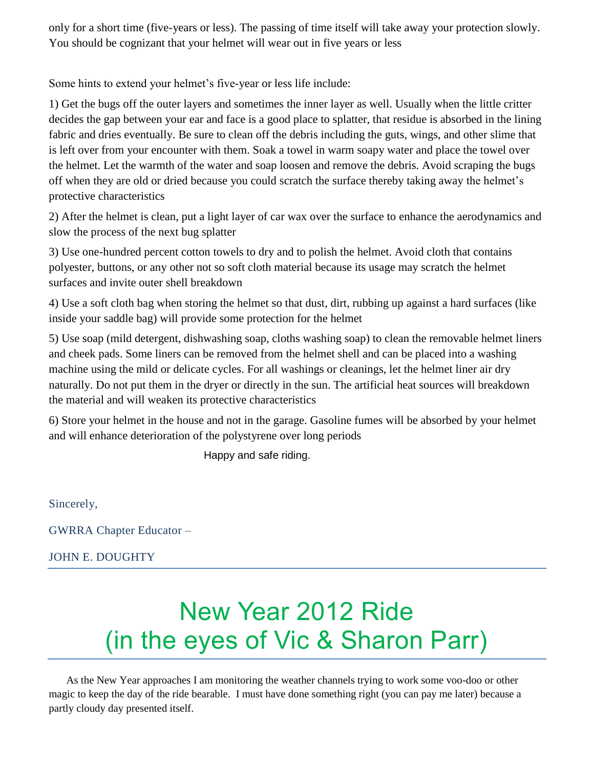only for a short time (five-years or less). The passing of time itself will take away your protection slowly. You should be cognizant that your helmet will wear out in five years or less

Some hints to extend your helmet's five-year or less life include:

1) Get the bugs off the outer layers and sometimes the inner layer as well. Usually when the little critter decides the gap between your ear and face is a good place to splatter, that residue is absorbed in the lining fabric and dries eventually. Be sure to clean off the debris including the guts, wings, and other slime that is left over from your encounter with them. Soak a towel in warm soapy water and place the towel over the helmet. Let the warmth of the water and soap loosen and remove the debris. Avoid scraping the bugs off when they are old or dried because you could scratch the surface thereby taking away the helmet's protective characteristics

2) After the helmet is clean, put a light layer of car wax over the surface to enhance the aerodynamics and slow the process of the next bug splatter

3) Use one-hundred percent cotton towels to dry and to polish the helmet. Avoid cloth that contains polyester, buttons, or any other not so soft cloth material because its usage may scratch the helmet surfaces and invite outer shell breakdown

4) Use a soft cloth bag when storing the helmet so that dust, dirt, rubbing up against a hard surfaces (like inside your saddle bag) will provide some protection for the helmet

5) Use soap (mild detergent, dishwashing soap, cloths washing soap) to clean the removable helmet liners and cheek pads. Some liners can be removed from the helmet shell and can be placed into a washing machine using the mild or delicate cycles. For all washings or cleanings, let the helmet liner air dry naturally. Do not put them in the dryer or directly in the sun. The artificial heat sources will breakdown the material and will weaken its protective characteristics

6) Store your helmet in the house and not in the garage. Gasoline fumes will be absorbed by your helmet and will enhance deterioration of the polystyrene over long periods

Happy and safe riding.

Sincerely,

GWRRA Chapter Educator –

JOHN E. DOUGHTY

# New Year 2012 Ride (in the eyes of Vic & Sharon Parr)

As the New Year approaches I am monitoring the weather channels trying to work some voo-doo or other magic to keep the day of the ride bearable. I must have done something right (you can pay me later) because a partly cloudy day presented itself.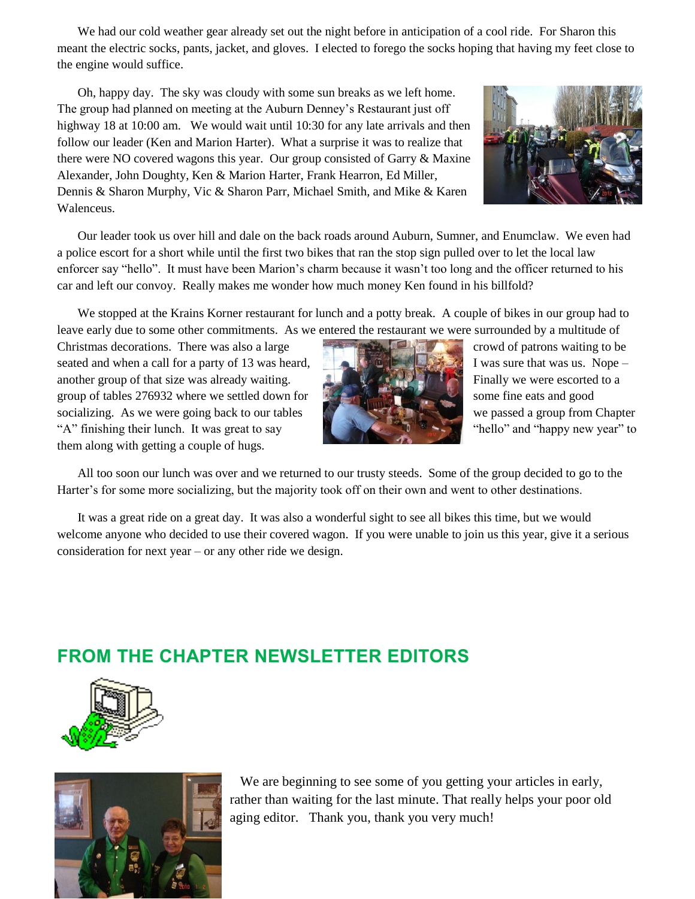We had our cold weather gear already set out the night before in anticipation of a cool ride. For Sharon this meant the electric socks, pants, jacket, and gloves. I elected to forego the socks hoping that having my feet close to the engine would suffice.

Oh, happy day. The sky was cloudy with some sun breaks as we left home. The group had planned on meeting at the Auburn Denney's Restaurant just off highway 18 at 10:00 am. We would wait until 10:30 for any late arrivals and then follow our leader (Ken and Marion Harter). What a surprise it was to realize that there were NO covered wagons this year. Our group consisted of Garry & Maxine Alexander, John Doughty, Ken & Marion Harter, Frank Hearron, Ed Miller, Dennis & Sharon Murphy, Vic & Sharon Parr, Michael Smith, and Mike & Karen Walenceus.

Our leader took us over hill and dale on the back roads around Auburn, Sumner, and Enumclaw. We even had a police escort for a short while until the first two bikes that ran the stop sign pulled over to let the local law enforcer say "hello". It must have been Marion's charm because it wasn't too long and the officer returned to his car and left our convoy. Really makes me wonder how much money Ken found in his billfold?

We stopped at the Krains Korner restaurant for lunch and a potty break. A couple of bikes in our group had to leave early due to some other commitments. As we entered the restaurant we were surrounded by a multitude of Christmas decorations. There was also a large crowd of patrons waiting to be seated and when a call for a party of 13 was heard, I was sure that was us. Nope – another group of that size was already waiting. Finally we were escorted to a group of tables 276932 where we settled down for some fine eats and good socializing. As we were going back to our tables we passed a group from Chapter "A" finishing their lunch. It was great to say "hello" and "happy new year" to them along with getting a couple of hugs.

All too soon our lunch was over and we returned to our trusty steeds. Some of the group decided to go to the Harter's for some more socializing, but the majority took off on their own and went to other destinations.

It was a great ride on a great day. It was also a wonderful sight to see all bikes this time, but we would welcome anyone who decided to use their covered wagon. If you were unable to join us this year, give it a serious consideration for next year – or any other ride we design.

## FROM THE CHAPTER NEWSLETTER EDITORS

We are beginning to see some of you getting your articles in early, rather than waiting for the last minute. That really helps your poor old aging editor. Thank you, thank you very much!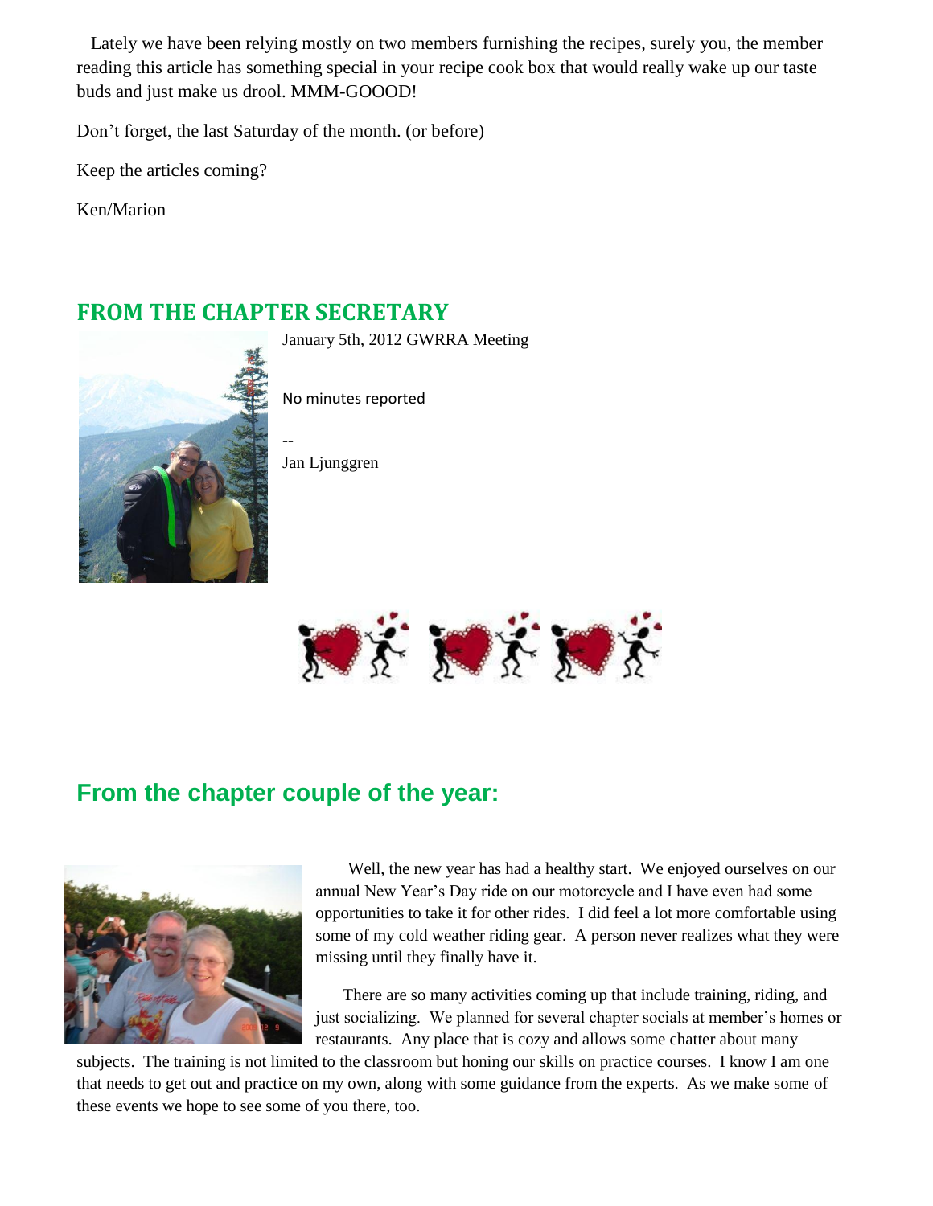Lately we have been relying mostly on two members furnishing the recipes, surely you, the member reading this article has something special in your recipe cook box that would really wake up our taste buds and just make us drool. MMM-GOOOD!

Don't forget, the last Saturday of the month. (or before)

Keep the articles coming?

Ken/Marion

## FROM THE CHAPTER SECRETARY

January 5th, 2012 GWRRA Meeting

No minutes reported

--
Jan Ljunggren

## From the chapter couple of the year:

Well, the new year has had a healthy start. We enjoyed ourselves on our annual New Year's Day ride on our motorcycle and I have even had some opportunities to take it for other rides. I did feel a lot more comfortable using some of my cold weather riding gear. A person never realizes what they were missing until they finally have it.

There are so many activities coming up that include training, riding, and just socializing. We planned for several chapter socials at member's homes or restaurants. Any place that is cozy and allows some chatter about many subjects. The training is not limited to the classroom but honing our skills on practice courses. I know I am one that needs to get out and practice on my own, along with some guidance from the experts. As we make some of these events we hope to see some of you there, too.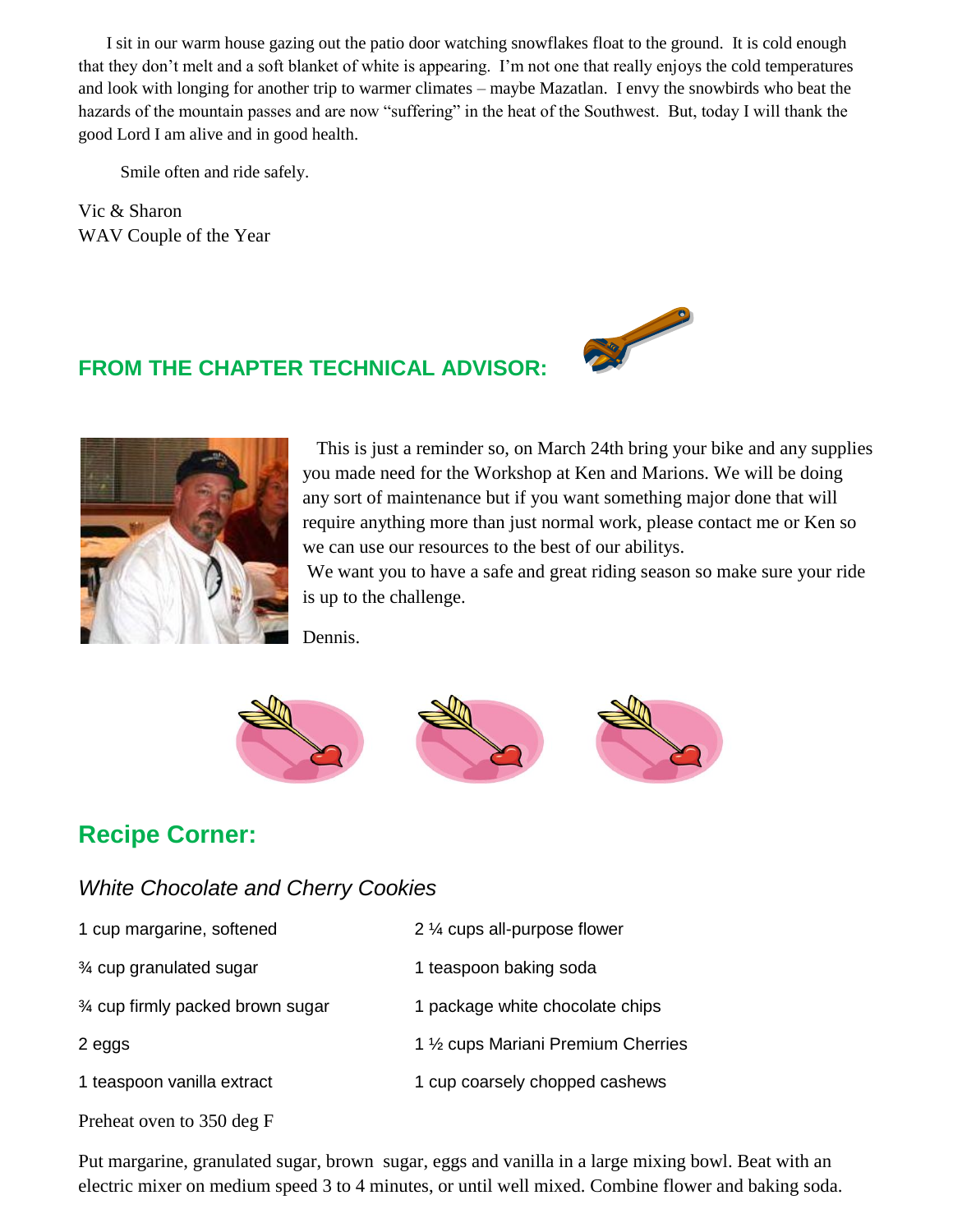I sit in our warm house gazing out the patio door watching snowflakes float to the ground. It is cold enough that they don't melt and a soft blanket of white is appearing. I'm not one that really enjoys the cold temperatures and look with longing for another trip to warmer climates – maybe Mazatlan. I envy the snowbirds who beat the hazards of the mountain passes and are now "suffering" in the heat of the Southwest. But, today I will thank the good Lord I am alive and in good health.

Smile often and ride safely.

Vic & Sharon
WAV Couple of the Year

## FROM THE CHAPTER TECHNICAL ADVISOR:

This is just a reminder so, on March 24th bring your bike and any supplies you made need for the Workshop at Ken and Marions. We will be doing any sort of maintenance but if you want something major done that will require anything more than just normal work, please contact me or Ken so we can use our resources to the best of our abilitys.

We want you to have a safe and great riding season so make sure your ride is up to the challenge.

Dennis.

## Recipe Corner:

### *White Chocolate and Cherry Cookies*

| | |
|---|---|
| 1 cup margarine, softened | 2 ¼ cups all-purpose flower |
| ¾ cup granulated sugar | 1 teaspoon baking soda |
| ¾ cup firmly packed brown sugar | 1 package white chocolate chips |
| 2 eggs | 1 ½ cups Mariani Premium Cherries |
| 1 teaspoon vanilla extract | 1 cup coarsely chopped cashews |

Preheat oven to 350 deg F

Put margarine, granulated sugar, brown sugar, eggs and vanilla in a large mixing bowl. Beat with an electric mixer on medium speed 3 to 4 minutes, or until well mixed. Combine flower and baking soda.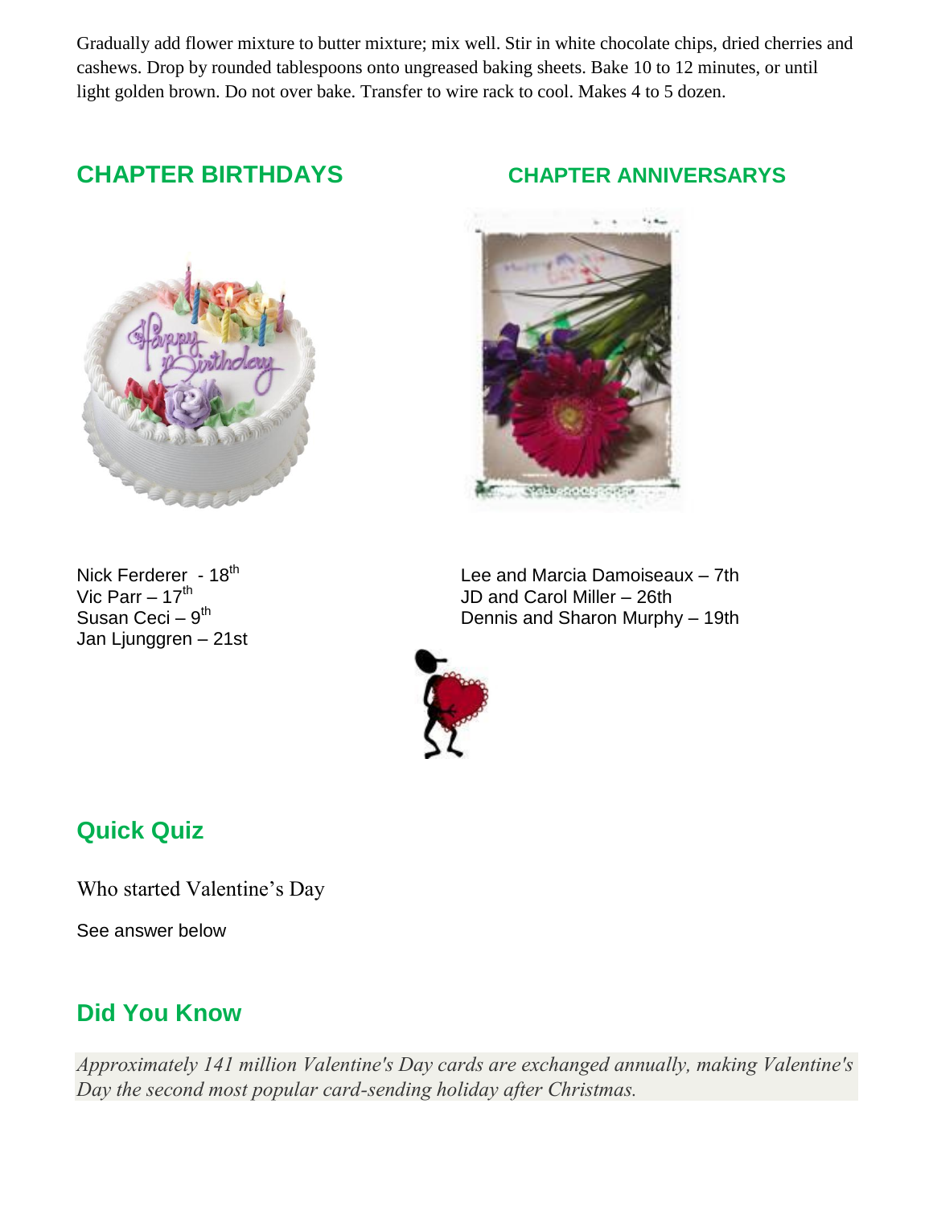Gradually add flower mixture to butter mixture; mix well. Stir in white chocolate chips, dried cherries and cashews. Drop by rounded tablespoons onto ungreased baking sheets. Bake 10 to 12 minutes, or until light golden brown. Do not over bake. Transfer to wire rack to cool. Makes 4 to 5 dozen.

## CHAPTER BIRTHDAYS

Nick Ferderer - 18th
Vic Parr – 17th
Susan Ceci – 9th
Jan Ljunggren – 21st

## CHAPTER ANNIVERSARYS

Lee and Marcia Damoiseaux – 7th
JD and Carol Miller – 26th
Dennis and Sharon Murphy – 19th

## Quick Quiz

Who started Valentine's Day

See answer below

## Did You Know

*Approximately 141 million Valentine's Day cards are exchanged annually, making Valentine's Day the second most popular card-sending holiday after Christmas.*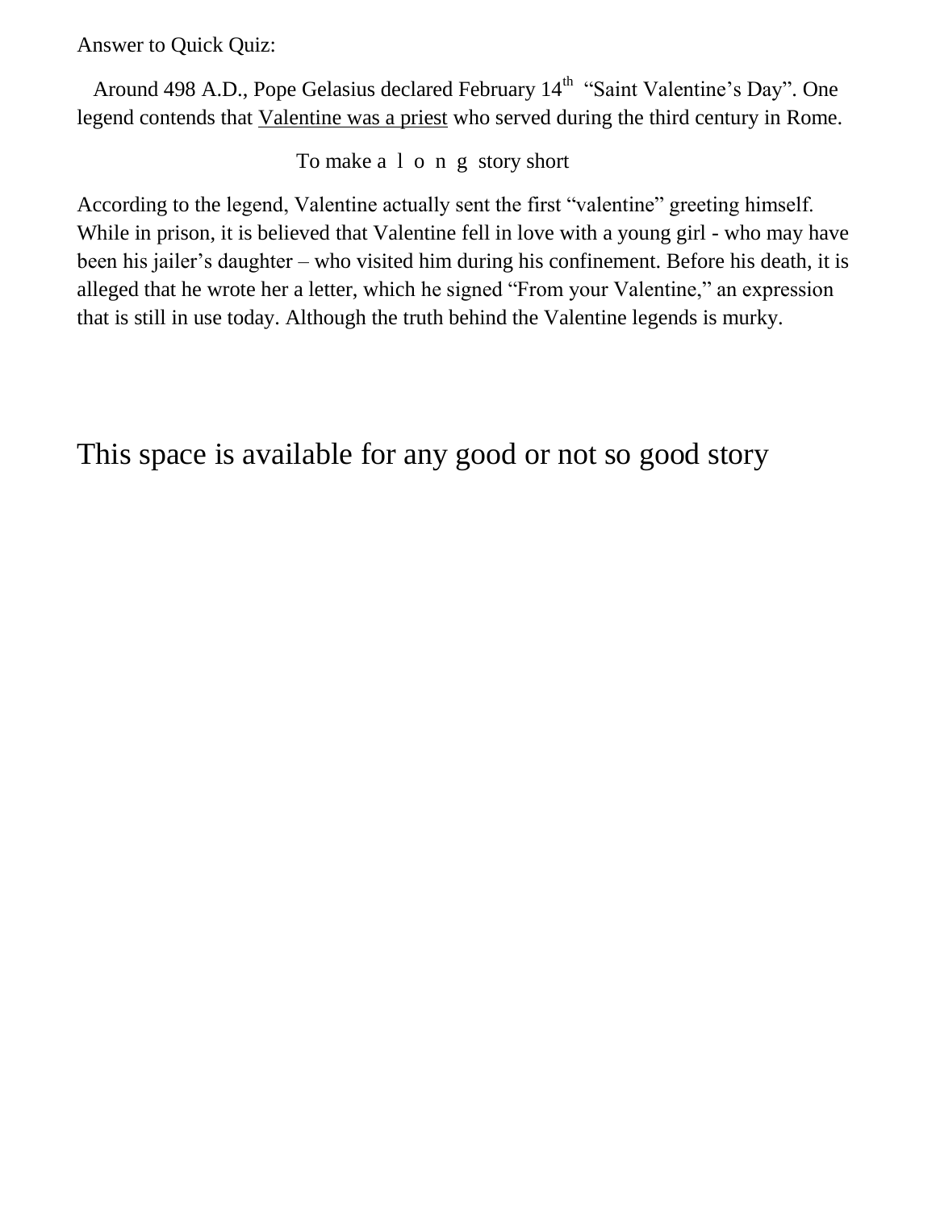Answer to Quick Quiz:

Around 498 A.D., Pope Gelasius declared February 14th "Saint Valentine's Day". One legend contends that Valentine was a priest who served during the third century in Rome.

To make a l o n g story short

According to the legend, Valentine actually sent the first "valentine" greeting himself. While in prison, it is believed that Valentine fell in love with a young girl - who may have been his jailer's daughter – who visited him during his confinement. Before his death, it is alleged that he wrote her a letter, which he signed "From your Valentine," an expression that is still in use today. Although the truth behind the Valentine legends is murky.

This space is available for any good or not so good story